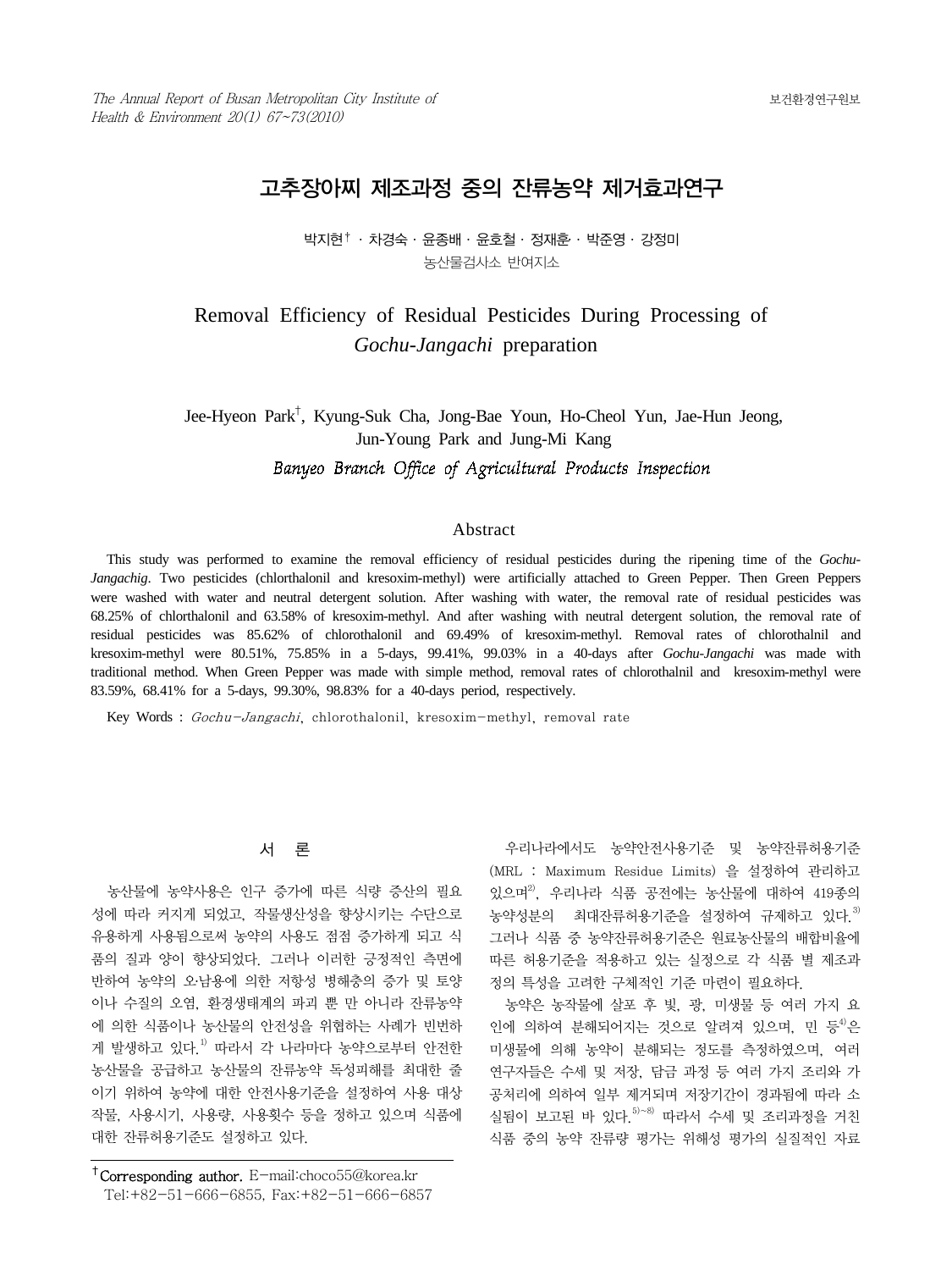# 고추장아찌 제조과정 중의 잔류농약 제거효과연구

박지현† · 차경숙 · 윤종배 · 윤호철 · 정재훈 · 박준영 · 강정미

농산물검사소 반여지소

# Removal Efficiency of Residual Pesticides During Processing of *Gochu-Jangachi* preparation

Jee-Hyeon Park†, Kyung-Suk Cha, Jong-Bae Youn, Ho-Cheol Yun, Jae-Hun Jeong, Jun-Young Park and Jung-Mi Kang

*Banyeo Branch Office of Agricultural Products Inspection*

## Abstract

This study was performed to examine the removal efficiency of residual pesticides during the ripening time of the *Gochu-Jangachig*. Two pesticides (chlorthalonil and kresoxim-methyl) were artificially attached to Green Pepper. Then Green Peppers were washed with water and neutral detergent solution. After washing with water, the removal rate of residual pesticides was 68.25% of chlorthalonil and 63.58% of kresoxim-methyl. And after washing with neutral detergent solution, the removal rate of residual pesticides was 85.62% of chlorothalonil and 69.49% of kresoxim-methyl. Removal rates of chlorothalnil and kresoxim-methyl were 80.51%, 75.85% in a 5-days, 99.41%, 99.03% in a 40-days after *Gochu-Jangachi* was made with traditional method. When Green Pepper was made with simple method, removal rates of chlorothalnil and kresoxim-methyl were 83.59%, 68.41% for a 5-days, 99.30%, 98.83% for a 40-days period, respectively.

Key Words : *Gochu-Jangachi*, chlorothalonil, kresoxim-methyl, removal rate

## 서 론

농산물에 농약사용은 인구 증가에 따른 식량 증산의 필요성에 따라 커지게 되었고, 작물생산성을 향상시키는 수단으로 유용하게 사용됨으로써 농약의 사용도 점점 증가하게 되고 식품의 질과 양이 향상되었다. 그러나 이러한 긍정적인 측면에 반하여 농약의 오·남용에 의한 저항성 병해충의 증가 및 토양이나 수질의 오염, 환경생태계의 파괴 뿐 만 아니라 잔류농약에 의한 식품이나 농산물의 안전성을 위협하는 사례가 빈번하게 발생하고 있다.[1] 따라서 각 나라마다 농약으로부터 안전한 농산물을 공급하고 농산물의 잔류농약 독성피해를 최대한 줄이기 위하여 농약에 대한 안전사용기준을 설정하여 사용 대상 작물, 사용시기, 사용량, 사용횟수 등을 정하고 있으며 식품에 대한 잔류허용기준도 설정하고 있다.

우리나라에서도 농약안전사용기준 및 농약잔류허용기준(MRL : Maximum Residue Limits) 을 설정하여 관리하고 있으며[2], 우리나라 식품 공전에는 농산물에 대하여 419종의 농약성분의 최대잔류허용기준을 설정하여 규제하고 있다.[3] 그러나 식품 중 농약잔류허용기준은 원료농산물의 배합비율에 따른 허용기준을 적용하고 있는 실정으로 각 식품 별 제조과정의 특성을 고려한 구체적인 기준 마련이 필요하다.

농약은 농작물에 살포 후 빛, 광, 미생물 등 여러 가지 요인에 의하여 분해되어지는 것으로 알려져 있으며, 민 등[4]은 미생물에 의해 농약이 분해되는 정도를 측정하였으며, 여러 연구자들은 수세 및 저장, 담금 과정 등 여러 가지 조리와 가공처리에 의하여 일부 제거되며 저장기간이 경과됨에 따라 소실됨이 보고된 바 있다.[5~8] 따라서 수세 및 조리과정을 거친 식품 중의 농약 잔류량 평가는 위해성 평가의 실질적인 자료

---

† Corresponding author. E-mail:choco55@korea.kr
Tel:+82-51-666-6855, Fax:+82-51-666-6857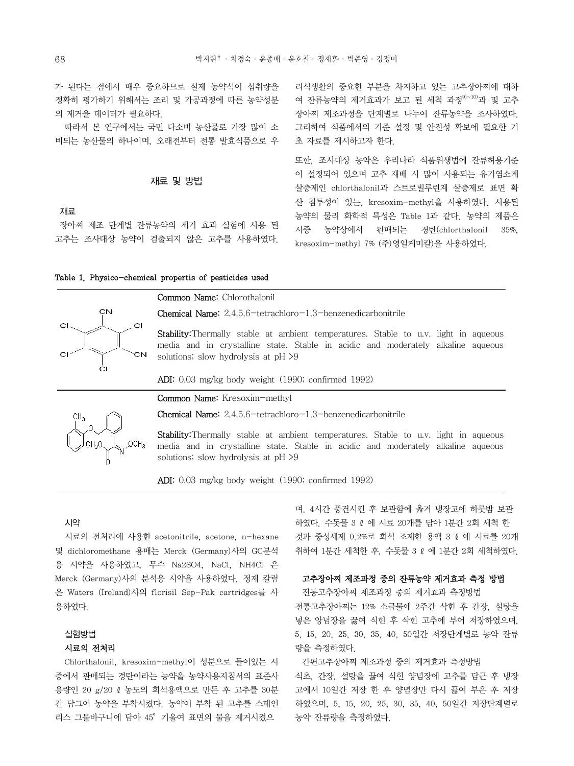가 된다는 점에서 매우 중요하므로 실제 농약식이 섭취량을 정확히 평가하기 위해서는 조리 및 가공과정에 따른 농약성분의 제거율 데이터가 필요하다.

따라서 본 연구에서는 국민 다소비 농산물로 가장 많이 소비되는 농산물의 하나이며, 오래전부터 전통 발효식품으로 우리식생활의 중요한 부분을 차지하고 있는 고추장아찌에 대하여 잔류농약의 제거효과가 보고 된 세척 과정[9)~10)]과 및 고추장아찌 제조과정을 단계별로 나누어 잔류농약을 조사하였다. 그리하여 식품에서의 기준 설정 및 안전성 확보에 필요한 기초 자료를 제시하고자 한다.

## 재료 및 방법

### 재료

장아찌 제조 단계별 잔류농약의 제거 효과 실험에 사용 된 고추는 조사대상 농약이 검출되지 않은 고추를 사용하였다.

또한, 조사대상 농약은 우리나라 식품위생법에 잔류허용기준이 설정되어 있으며 고추 재배 시 많이 사용되는 유기염소계 살충제인 chlorthalonil과 스트로빌루린계 살충제로 표면 확산 침투성이 있는, kresoxim-methyl을 사용하였다. 사용된 농약의 물리 화학적 특성은 Table 1과 같다. 농약의 제품은 시중 농약상에서 판매되는 경탄(chlorthalonil 35%, kresoxim-methyl 7% (주)영일케미칼)을 사용하였다.

**Table 1. Physico-chemical propertis of pesticides used**

| Structure | Properties |
|---|---|
| (Chlorothalonil structure) | **Common Name:** Chlorothalonil<br>**Chemical Name:** 2,4,5,6-tetrachloro-1,3-benzenedicarbonitrile<br>**Stability:** Thermally stable at ambient temperatures. Stable to u.v. light in aqueous media and in crystalline state. Stable in acidic and moderately alkaline aqueous solutions; slow hydrolysis at pH >9<br>**ADI:** 0.03 mg/kg body weight (1990; confirmed 1992) |
| (Kresoxim-methyl structure) | **Common Name:** Kresoxim-methyl<br>**Chemical Name:** 2,4,5,6-tetrachloro-1,3-benzenedicarbonitrile<br>**Stability:** Thermally stable at ambient temperatures. Stable to u.v. light in aqueous media and in crystalline state. Stable in acidic and moderately alkaline aqueous solutions; slow hydrolysis at pH >9<br>**ADI:** 0.03 mg/kg body weight (1990; confirmed 1992) |

### 시약

시료의 전처리에 사용한 acetonitrile, acetone, n-hexane 및 dichloromethane 용매는 Merck (Germany)사의 GC분석용 시약을 사용하였고, 무수 $Na_2SO_4$, NaCl, $NH_4Cl$ 은 Merck (Germany)사의 분석용 시약을 사용하였다. 정제 칼럼은 Waters (Ireland)사의 florisil Sep-Pak cartridges를 사용하였다.

### 실험방법

#### 시료의 전처리

Chlorthalonil, kresoxim-methyl이 성분으로 들어있는 시중에서 판매되는 경탄이라는 농약을 농약사용지침서의 표준사용량인 20 g/20 ℓ 농도의 희석용액으로 만든 후 고추를 30분간 담그어 농약을 부착시켰다. 농약이 부착 된 고추를 스테인리스 그물바구니에 담아 45° 기울여 표면의 물을 제거시켰으며, 4시간 풍건시킨 후 보관함에 옮겨 냉장고에 하룻밤 보관하였다. 수돗물 3 ℓ 에 시료 20개를 담아 1분간 2회 세척 한 것과 중성세제 0.2%로 희석 조제한 용액 3 ℓ 에 시료를 20개 취하여 1분간 세척한 후, 수돗물 3 ℓ 에 1분간 2회 세척하였다.

#### 고추장아찌 제조과정 중의 잔류농약 제거효과 측정 방법

전통고추장아찌 제조과정 중의 제거효과 측정방법

전통고추장아찌는 12% 소금물에 2주간 삭힌 후 간장, 설탕을 넣은 양념장을 끓여 식힌 후 삭힌 고추에 부어 저장하였으며, 5, 15, 20, 25, 30, 35, 40, 50일간 저장단계별로 농약 잔류량을 측정하였다.

간편고추장아찌 제조과정 중의 제거효과 측정방법

식초, 간장, 설탕을 끓여 식힌 양념장에 고추를 담근 후 냉장고에서 10일간 저장 한 후 양념장만 다시 끓여 부은 후 저장하였으며, 5, 15, 20, 25, 30, 35, 40, 50일간 저장단계별로 농약 잔류량을 측정하였다.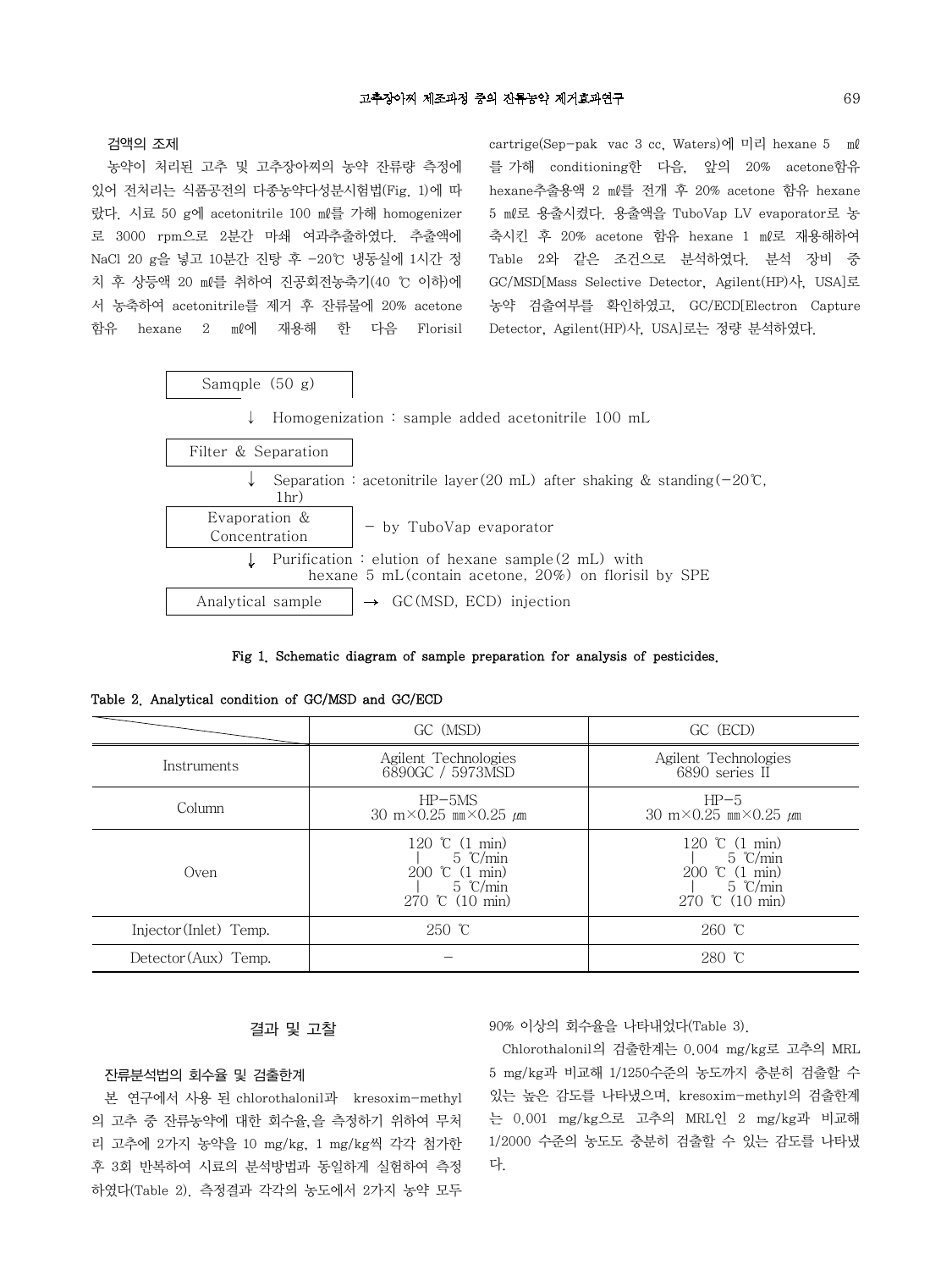#### 검액의 조제

농약이 처리된 고추 및 고추장아찌의 농약 잔류량 측정에 있어 전처리는 식품공전의 다종농약다성분시험법(Fig. 1)에 따랐다. 시료 50 g에 acetonitrile 100 ㎖를 가해 homogenizer로 3000 rpm으로 2분간 마쇄 여과추출하였다. 추출액에 NaCl 20 g을 넣고 10분간 진탕 후 -20℃ 냉동실에 1시간 정치 후 상등액 20 ㎖를 취하여 진공회전농축기(40 ℃ 이하)에서 농축하여 acetonitrile를 제거 후 잔류물에 20% acetone 함유 hexane 2 ㎖에 재용해 한 다음 Florisil cartrige(Sep-pak vac 3 cc, Waters)에 미리 hexane 5 ㎖를 가해 conditioning한 다음, 앞의 20% acetone함유 hexane추출용액 2 ㎖를 전개 후 20% acetone 함유 hexane 5 ㎖로 용출시켰다. 용출액을 TuboVap LV evaporator로 농축시킨 후 20% acetone 함유 hexane 1 ㎖로 재용해하여 Table 2와 같은 조건으로 분석하였다. 분석 장비 중 GC/MSD[Mass Selective Detector, Agilent(HP)사, USA]로 농약 검출여부를 확인하였고, GC/ECD[Electron Capture Detector, Agilent(HP)사, USA]로는 정량 분석하였다.

Samqple (50 g)

↓ Homogenization : sample added acetonitrile 100 mL

Filter & Separation

↓ Separation : acetonitrile layer(20 mL) after shaking & standing(-20℃, 1hr)

Evaporation & Concentration — by TuboVap evaporator

↓ Purification : elution of hexane sample(2 mL) with hexane 5 mL(contain acetone, 20%) on florisil by SPE

Analytical sample → GC(MSD, ECD) injection

**Fig 1. Schematic diagram of sample preparation for analysis of pesticides.**

**Table 2. Analytical condition of GC/MSD and GC/ECD**

| | GC (MSD) | GC (ECD) |
|---|---|---|
| Instruments | Agilent Technologies 6890GC / 5973MSD | Agilent Technologies 6890 series II |
| Column | HP-5MS 30 m×0.25 ㎜×0.25 ㎛ | HP-5 30 m×0.25 ㎜×0.25 ㎛ |
| Oven | 120 ℃ (1 min) ∣ 5 ℃/min 200 ℃ (1 min) ∣ 5 ℃/min 270 ℃ (10 min) | 120 ℃ (1 min) ∣ 5 ℃/min 200 ℃ (1 min) ∣ 5 ℃/min 270 ℃ (10 min) |
| Injector(Inlet) Temp. | 250 ℃ | 260 ℃ |
| Detector(Aux) Temp. | - | 280 ℃ |

## 결과 및 고찰

#### 잔류분석법의 회수율 및 검출한계

본 연구에서 사용 된 chlorothalonil과 kresoxim-methyl의 고추 중 잔류농약에 대한 회수율,을 측정하기 위하여 무처리 고추에 2가지 농약을 10 mg/kg, 1 mg/kg씩 각각 첨가한 후 3회 반복하여 시료의 분석방법과 동일하게 실험하여 측정하였다(Table 2). 측정결과 각각의 농도에서 2가지 농약 모두 90% 이상의 회수율을 나타내었다(Table 3).

Chlorothalonil의 검출한계는 0.004 mg/kg로 고추의 MRL 5 mg/kg과 비교해 1/1250수준의 농도까지 충분히 검출할 수 있는 높은 감도를 나타냈으며, kresoxim-methyl의 검출한계는 0.001 mg/kg으로 고추의 MRL인 2 mg/kg과 비교해 1/2000 수준의 농도도 충분히 검출할 수 있는 감도를 나타냈다.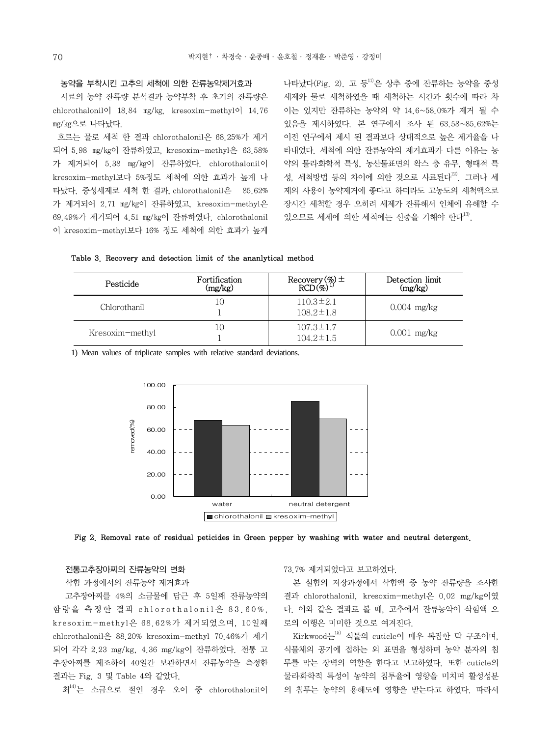### 농약을 부착시킨 고추의 세척에 의한 잔류농약제거효과

시료의 농약 잔류량 분석결과 농약부착 후 초기의 잔류량은 chlorothalonil이 18.84 mg/kg, kresoxim-methyl이 14.76 mg/kg으로 나타났다.

흐르는 물로 세척 한 결과 chlorothalonil은 68.25%가 제거되어 5.98 mg/kg이 잔류하였고, kresoxim-methyl은 63.58%가 제거되어 5.38 mg/kg이 잔류하였다. chlorothalonil이 kresoxim-methyl보다 5%정도 세척에 의한 효과가 높게 나타났다. 중성세제로 세척 한 결과, chlorothalonil은 85.62%가 제거되어 2.71 mg/kg이 잔류하였고, kresoxim-methyl은 69.49%가 제거되어 4.51 mg/kg이 잔류하였다. chlorothalonil이 kresoxim-methyl보다 16% 정도 세척에 의한 효과가 높게 나타났다(Fig. 2). 고 등[11]은 상추 중에 잔류하는 농약을 중성세제와 물로 세척하였을 때 세척하는 시간과 횟수에 따라 차이는 있지만 잔류하는 농약의 약 14.6~58.0%가 제거 될 수 있음을 제시하였다. 본 연구에서 조사 된 63.58~85.62%는 이전 연구에서 제시 된 결과보다 상대적으로 높은 제거율을 나타내었다. 세척에 의한 잔류농약의 제거효과가 다른 이유는 농약의 물리화학적 특성, 농산물표면의 왁스 층 유무, 형태적 특성, 세척방법 등의 차이에 의한 것으로 사료된다[12]. 그러나 세제의 사용이 농약제거에 좋다고 하더라도 고농도의 세척액으로 장시간 세척할 경우 오히려 세제가 잔류해서 인체에 유해할 수 있으므로 세제에 의한 세척에는 신중을 기해야 한다[13].

**Table 3. Recovery and detection limit of the ananlytical method**

| Pesticide | Fortification (mg/kg) | Recovery(%) ± RCD(%)[1)] | Detection limit (mg/kg) |
|---|---|---|---|
| Chlorothanil | 10 | 110.3±2.1 | 0.004 mg/kg |
| | 1 | 108.2±1.8 | |
| Kresoxim-methyl | 10 | 107.3±1.7 | 0.001 mg/kg |
| | 1 | 104.2±1.5 | |

1) Mean values of triplicate samples with relative standard deviations.

**Fig 2. Removal rate of residual peticides in Green pepper by washing with water and neutral detergent.**

### 전통고추장아찌의 잔류농약의 변화

#### 삭힘 과정에서의 잔류농약 제거효과

고추장아찌를 4%의 소금물에 담근 후 5일째 잔류농약의 함량을 측정한 결과 chlorothalonil은 83.60%, kresoxim-methyl은 68.62%가 제거되었으며, 10일째 chlorothalonil은 88.20% kresoxim-methyl 70.46%가 제거되어 각각 2.23 mg/kg, 4.36 mg/kg이 잔류하였다. 전통 고추장아찌를 제조하여 40일간 보관하면서 잔류농약을 측정한 결과는 Fig. 3 및 Table 4와 같았다.

최[14]는 소금으로 절인 경우 오이 중 chlorothalonil이 73.7% 제거되었다고 보고하였다.

본 실험의 저장과정에서 삭힘액 중 농약 잔류량을 조사한 결과 chlorothalonil, kresoxim-methyl은 0.02 mg/kg이였다. 이와 같은 결과로 볼 때, 고추에서 잔류농약이 삭힘액 으로의 이행은 미미한 것으로 여겨진다.

Kirkwood는[15] 식물의 cuticle이 매우 복잡한 막 구조이며, 식물체의 공기에 접하는 외 표면을 형성하며 농약 분자의 침투를 막는 장벽의 역할을 한다고 보고하였다. 또한 cuticle의 물리화학적 특성이 농약의 침투율에 영향을 미치며 활성성분의 침투는 농약의 용해도에 영향을 받는다고 하였다. 따라서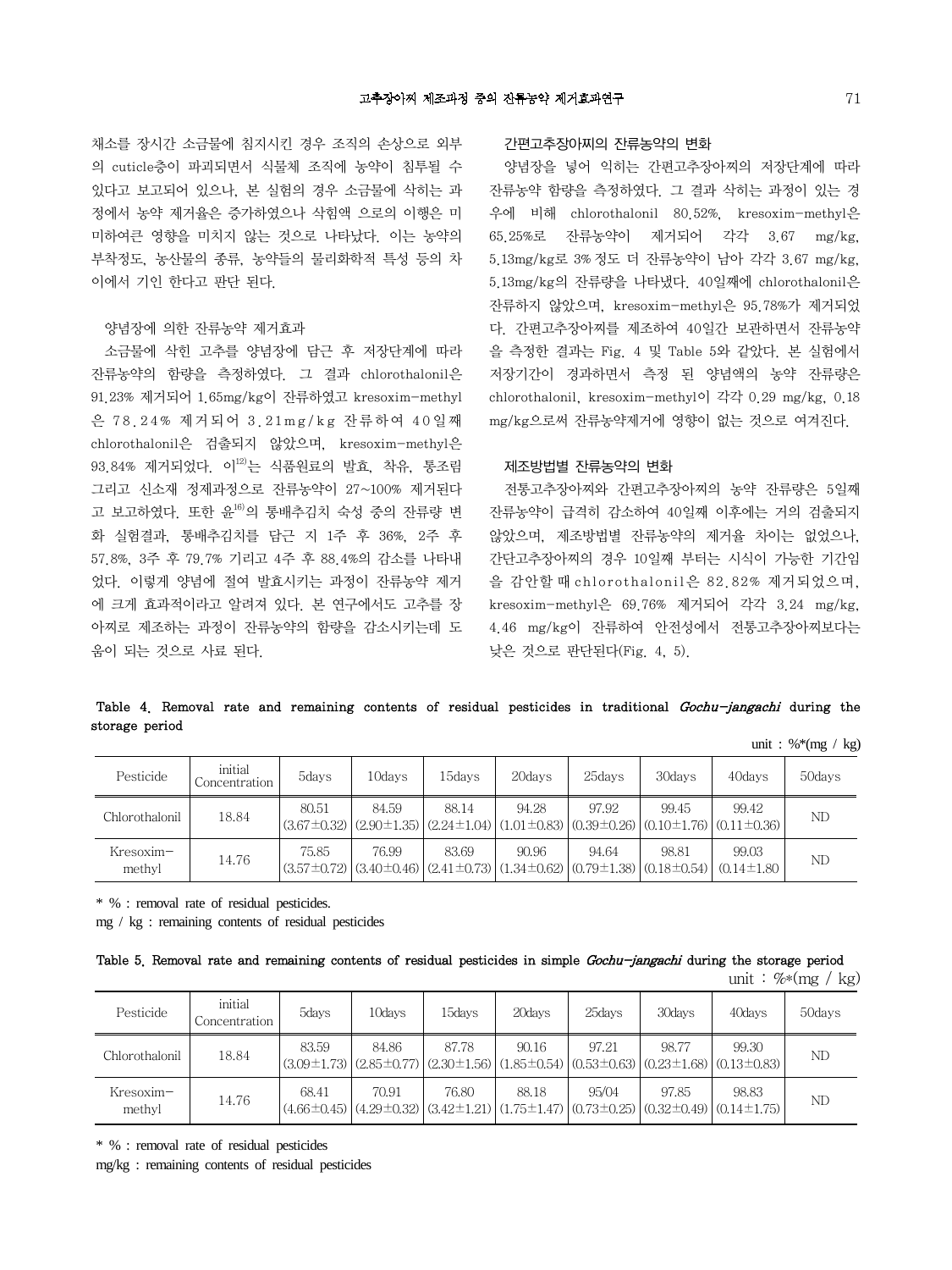채소를 장시간 소금물에 침지시킨 경우 조직의 손상으로 외부의 cuticle층이 파괴되면서 식물체 조직에 농약이 침투될 수 있다고 보고되어 있으나, 본 실험의 경우 소금물에 삭히는 과정에서 농약 제거율은 증가하였으나 삭힘액 으로의 이행은 미미하여큰 영향을 미치지 않는 것으로 나타났다. 이는 농약의 부착정도, 농산물의 종류, 농약들의 물리화학적 특성 등의 차이에서 기인 한다고 판단 된다.

### 양념장에 의한 잔류농약 제거효과

소금물에 삭힌 고추를 양념장에 담근 후 저장단계에 따라 잔류농약의 함량을 측정하였다. 그 결과 chlorothalonil은 91.23% 제거되어 1.65mg/kg이 잔류하였고 kresoxim-methyl은 78.24% 제거되어 3.21mg/kg 잔류하여 40일째 chlorothalonil은 검출되지 않았으며, kresoxim-methyl은 93.84% 제거되었다. 이[12]는 식품원료의 발효, 착유, 통조림 그리고 신소재 정제과정으로 잔류농약이 27~100% 제거된다고 보고하였다. 또한 윤[16]의 통배추김치 숙성 중의 잔류량 변화 실험결과, 통배추김치를 담근 지 1주 후 36%, 2주 후 57.8%, 3주 후 79.7% 기리고 4주 후 88.4%의 감소를 나타내었다. 이렇게 양념에 절여 발효시키는 과정이 잔류농약 제거에 크게 효과적이라고 알려져 있다. 본 연구에서도 고추를 장아찌로 제조하는 과정이 잔류농약의 함량을 감소시키는데 도움이 되는 것으로 사료 된다.

### 간편고추장아찌의 잔류농약의 변화

양념장을 넣어 익히는 간편고추장아찌의 저장단계에 따라 잔류농약 함량을 측정하였다. 그 결과 삭히는 과정이 있는 경우에 비해 chlorothalonil 80.52%, kresoxim-methyl은 65.25%로 잔류농약이 제거되어 각각 3.67 mg/kg, 5.13mg/kg로 3% 정도 더 잔류농약이 남아 각각 3.67 mg/kg, 5.13mg/kg의 잔류량을 나타냈다. 40일째에 chlorothalonil은 잔류하지 않았으며, kresoxim-methyl은 95.78%가 제거되었다. 간편고추장아찌를 제조하여 40일간 보관하면서 잔류농약을 측정한 결과는 Fig. 4 및 Table 5와 같았다. 본 실험에서 저장기간이 경과하면서 측정 된 양념액의 농약 잔류량은 chlorothalonil, kresoxim-methyl이 각각 0.29 mg/kg, 0.18 mg/kg으로써 잔류농약제거에 영향이 없는 것으로 여겨진다.

### 제조방법별 잔류농약의 변화

전통고추장아찌와 간편고추장아찌의 농약 잔류량은 5일째 잔류농약이 급격히 감소하여 40일째 이후에는 거의 검출되지 않았으며, 제조방법별 잔류농약의 제거율 차이는 없었으나, 간단고추장아찌의 경우 10일째 부터는 시식이 가능한 기간임을 감안할 때 chlorothalonil은 82.82% 제거되었으며, kresoxim-methyl은 69.76% 제거되어 각각 3.24 mg/kg, 4.46 mg/kg이 잔류하여 안전성에서 전통고추장아찌보다는 낮은 것으로 판단된다(Fig. 4, 5).

Table 4. Removal rate and remaining contents of residual pesticides in traditional *Gochu-jangachi* during the storage period

unit : %*(mg / kg)

| Pesticide | initial Concentration | 5days | 10days | 15days | 20days | 25days | 30days | 40days | 50days |
|---|---|---|---|---|---|---|---|---|---|
| Chlorothalonil | 18.84 | 80.51 (3.67±0.32) | 84.59 (2.90±1.35) | 88.14 (2.24±1.04) | 94.28 (1.01±0.83) | 97.92 (0.39±0.26) | 99.45 (0.10±1.76) | 99.42 (0.11±0.36) | ND |
| Kresoxim-methyl | 14.76 | 75.85 (3.57±0.72) | 76.99 (3.40±0.46) | 83.69 (2.41±0.73) | 90.96 (1.34±0.62) | 94.64 (0.79±1.38) | 98.81 (0.18±0.54) | 99.03 (0.14±1.80 | ND |

* % : removal rate of residual pesticides.
mg / kg : remaining contents of residual pesticides

Table 5. Removal rate and remaining contents of residual pesticides in simple *Gochu-jangachi* during the storage period

unit : %*(mg / kg)

| Pesticide | initial Concentration | 5days | 10days | 15days | 20days | 25days | 30days | 40days | 50days |
|---|---|---|---|---|---|---|---|---|---|
| Chlorothalonil | 18.84 | 83.59 (3.09±1.73) | 84.86 (2.85±0.77) | 87.78 (2.30±1.56) | 90.16 (1.85±0.54) | 97.21 (0.53±0.63) | 98.77 (0.23±1.68) | 99.30 (0.13±0.83) | ND |
| Kresoxim-methyl | 14.76 | 68.41 (4.66±0.45) | 70.91 (4.29±0.32) | 76.80 (3.42±1.21) | 88.18 (1.75±1.47) | 95/04 (0.73±0.25) | 97.85 (0.32±0.49) | 98.83 (0.14±1.75) | ND |

* % : removal rate of residual pesticides
mg/kg : remaining contents of residual pesticides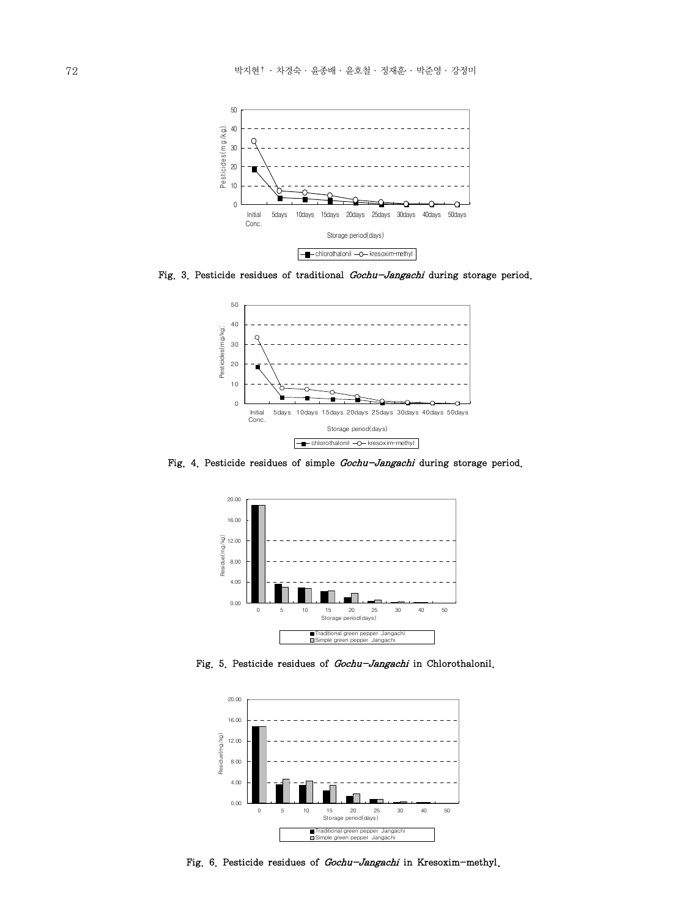Fig. 3. Pesticide residues of traditional *Gochu-Jangachi* during storage period.

Fig. 4. Pesticide residues of simple *Gochu-Jangachi* during storage period.

Fig. 5. Pesticide residues of *Gochu-Jangachi* in Chlorothalonil.

Fig. 6. Pesticide residues of *Gochu-Jangachi* in Kresoxim-methyl.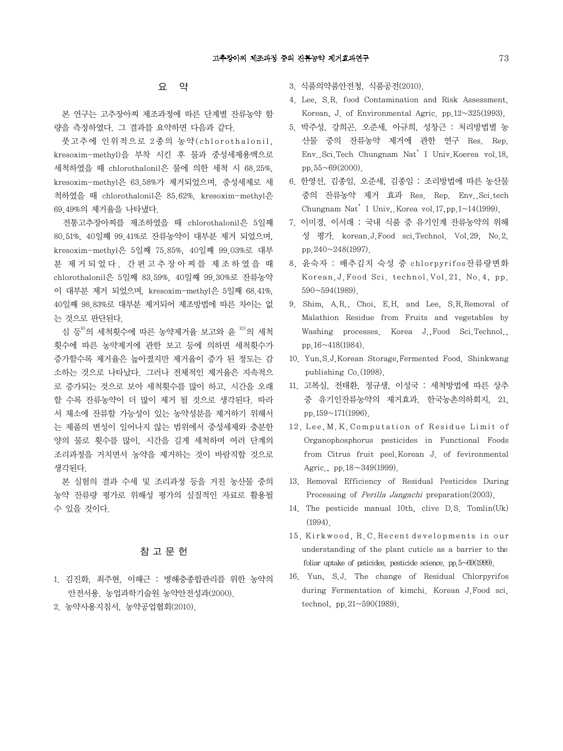## 요 약

본 연구는 고추장아찌 제조과정에 따른 단계별 잔류농약 함량을 측정하였다. 그 결과를 요약하면 다음과 같다.

풋고추에 인위적으로 2종의 농약(chlorothalonil, kresoxim-methyl)을 부착 시킨 후 물과 중성세제용액으로 세척하였을 때 chlorothalonil은 물에 의한 세척 시 68.25%, kresoxim-methyl은 63.58%가 제거되었으며, 중성세제로 세척하였을 때 chlorothalonil은 85.62%, kresoxim-methyl은 69.49%의 제거율을 나타냈다.

전통고추장아찌를 제조하였을 때 chlorothalonil은 5일째 80.51%, 40일째 99.41%로 잔류농약이 대부분 제거 되었으며, kresoxim-methyl은 5일째 75.85%, 40일째 99.03%로 대부분 제거되었다. 간편고추장아찌를 제조하였을 때 chlorothalonil은 5일째 83.59%, 40일째 99.30%로 잔류농약이 대부분 제거 되었으며, kresoxim-methyl은 5일째 68.41%, 40일째 98.83%로 대부분 제거되어 제조방법에 따른 차이는 없는 것으로 판단된다.

심 등[9]의 세척횟수에 따른 농약제거율 보고와 윤 [10]의 세척횟수에 따른 농약제거에 관한 보고 등에 의하면 세척횟수가 증가할수록 제거율은 높아졌지만 제거율이 증가 된 정도는 감소하는 것으로 나타났다. 그러나 전체적인 제거율은 지속적으로 증가되는 것으로 보아 세척횟수를 많이 하고, 시간을 오래 할 수록 잔류농약이 더 많이 제거 될 것으로 생각된다. 따라서 채소에 잔류할 가능성이 있는 농약성분을 제거하기 위해서는 제품의 변성이 일어나지 않는 범위에서 중성세제와 충분한 양의 물로 횟수를 많이, 시간을 길게 세척하며 여러 단계의 조리과정을 거치면서 농약을 제거하는 것이 바람직할 것으로 생각된다.

본 실험의 결과 수세 및 조리과정 등을 거친 농산물 중의 농약 잔류량 평가로 위해성 평가의 실질적인 자료로 활용될 수 있을 것이다.

## 참 고 문 헌

1. 김진화, 최주현, 이해근 : 병해충종합관리를 위한 농약의 안전서용. 농업과학기술원 농약안전성과(2000).
2. 농약사용지침서, 농약공업협회(2010).
3. 식품의약품안전청, 식품공전(2010).
4. Lee, S.R. food Contamination and Risk Assessment. Korean, J. of Environmental Agric. pp.12~325(1993).
5. 박주성, 강희곤, 오준세, 아규희, 성창근 : 처리방법별 농산물 중의 잔류농약 제거에 관한 연구 Res. Rep. Env..Sci.Tech Chungnam Nat'I Univ.Koerea vol.18, pp.55~69(2000).
6. 한영선, 김종임, 오준세, 김종임 : 조리방법에 따른 농산물 중의 잔류농약 제거 효과 Res. Rep. Env..Sci.tech Chungnam Nat'I Univ,.Korea vol.17,pp.1~14(1999).
7. 이미경, 이서래 : 국내 식품 중 유기인계 잔류농약의 위해성 평가. korean.J.Food sci.Technol. Vol.29, No.2, pp.240~248(1997).
8. 윤숙자 : 배추김치 숙성 중 chlorpyrifos잔류량변화 Korean.J.Food Sci. technol.Vol.21, No.4, pp. 590~594(1989).
9. Shim, A.R., Choi, E.H. and Lee, S.R.Removal of Malathion Residue from Fruits and vegetables by Washing processes. Korea J.,Food Sci.Technol., pp.16~418(1984).
10. Yun,S.J.Korean Storage,Fermented Food. Shinkwang publishing Co.(1998).
11. 고복실, 전태환, 정규생, 이성국 : 세척방법에 따른 상추 중 유기인잔류농약의 제거효과, 한국농촌의하회지, 21, pp.159~171(1996).
12. Lee,M.K.Computation of Residue Limit of Organophosphorus pesticides in Functional Foods from Citrus fruit peel.Korean J. of fevironmental Agric., pp.18~349(1999).
13. Removal Efficiency of Residual Pesticides During Processing of *Perilla Jangachi* preparation(2003).
14. The pesticide manual 10th, clive D.S. Tomlin(Uk) (1994).
15. Kirkwood, R.C.Recent developments in our understanding of the plant cuticle as a barrier to the foliar uptake of psticides. pesticide science. pp.5~69(1999).
16. Yun, S.J. The change of Residual Chlorpyrifos during Fermentation of kimchi. Korean J.Food sci. technol, pp.21~590(1989).